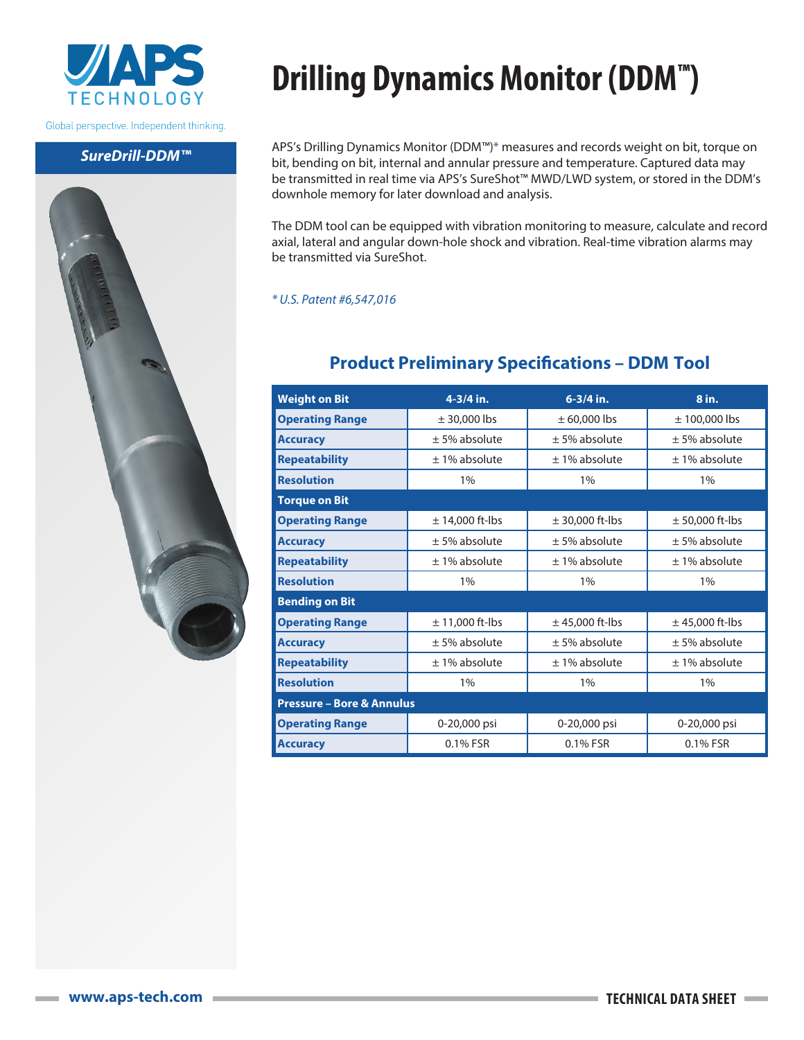# Drilling Dynamics Monitor (DDM™)

**SureDrill-DDM™**

APS's Drilling Dynamics Monitor (DDM™)* measures and records weight on bit, torque on bit, bending on bit, internal and annular pressure and temperature. Captured data may be transmitted in real time via APS's SureShot™ MWD/LWD system, or stored in the DDM's downhole memory for later download and analysis.

The DDM tool can be equipped with vibration monitoring to measure, calculate and record axial, lateral and angular down-hole shock and vibration. Real-time vibration alarms may be transmitted via SureShot.

*\* U.S. Patent #6,547,016*

## Product Preliminary Specifications – DDM Tool

| Weight on Bit | 4-3/4 in. | 6-3/4 in. | 8 in. |
|---|---|---|---|
| Operating Range | ± 30,000 lbs | ± 60,000 lbs | ± 100,000 lbs |
| Accuracy | ± 5% absolute | ± 5% absolute | ± 5% absolute |
| Repeatability | ± 1% absolute | ± 1% absolute | ± 1% absolute |
| Resolution | 1% | 1% | 1% |
| **Torque on Bit** | | | |
| Operating Range | ± 14,000 ft-lbs | ± 30,000 ft-lbs | ± 50,000 ft-lbs |
| Accuracy | ± 5% absolute | ± 5% absolute | ± 5% absolute |
| Repeatability | ± 1% absolute | ± 1% absolute | ± 1% absolute |
| Resolution | 1% | 1% | 1% |
| **Bending on Bit** | | | |
| Operating Range | ± 11,000 ft-lbs | ± 45,000 ft-lbs | ± 45,000 ft-lbs |
| Accuracy | ± 5% absolute | ± 5% absolute | ± 5% absolute |
| Repeatability | ± 1% absolute | ± 1% absolute | ± 1% absolute |
| Resolution | 1% | 1% | 1% |
| **Pressure – Bore & Annulus** | | | |
| Operating Range | 0-20,000 psi | 0-20,000 psi | 0-20,000 psi |
| Accuracy | 0.1% FSR | 0.1% FSR | 0.1% FSR |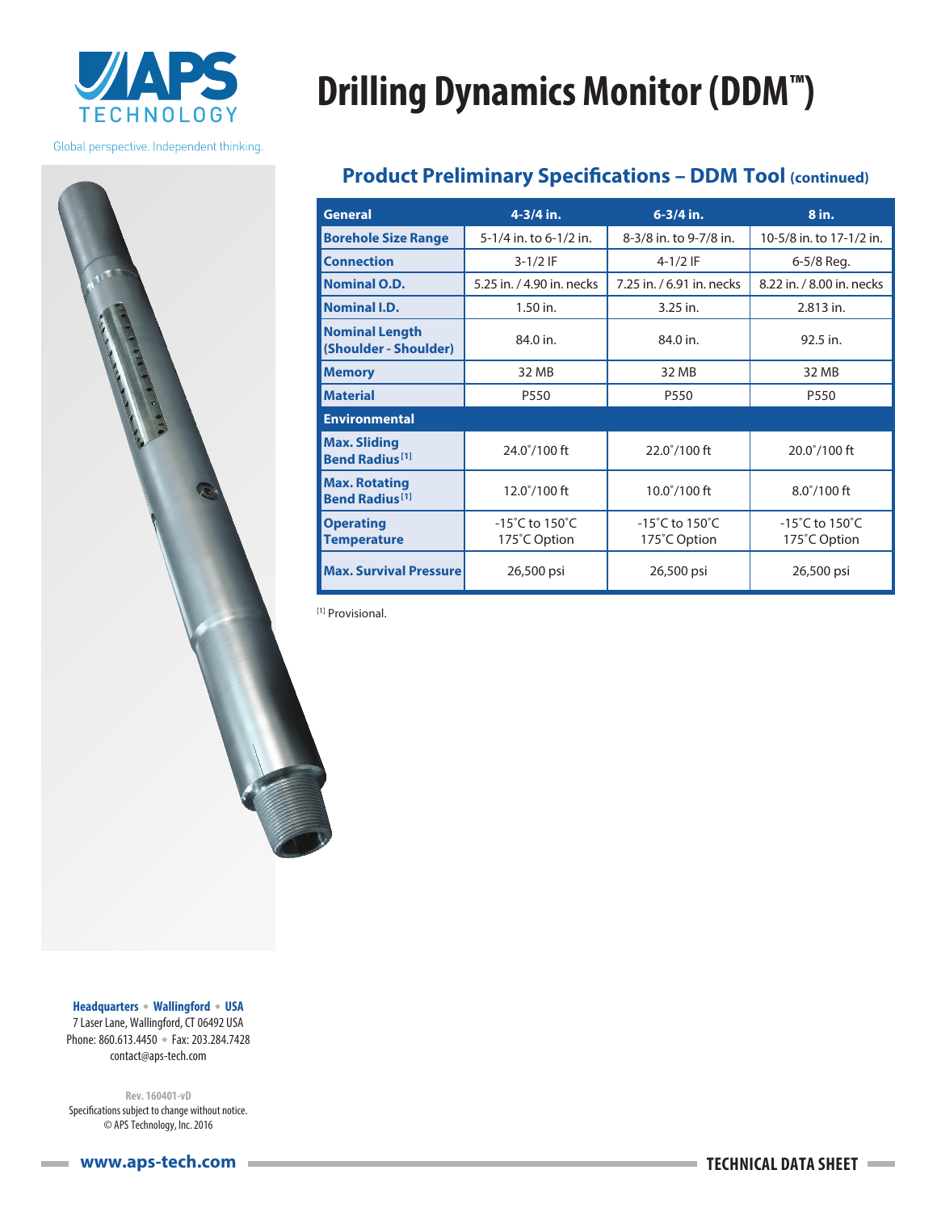# Drilling Dynamics Monitor (DDM™)

Global perspective. Independent thinking.

## Product Preliminary Specifications – DDM Tool (continued)

| General | 4-3/4 in. | 6-3/4 in. | 8 in. |
|---|---|---|---|
| **Borehole Size Range** | 5-1/4 in. to 6-1/2 in. | 8-3/8 in. to 9-7/8 in. | 10-5/8 in. to 17-1/2 in. |
| **Connection** | 3-1/2 IF | 4-1/2 IF | 6-5/8 Reg. |
| **Nominal O.D.** | 5.25 in. / 4.90 in. necks | 7.25 in. / 6.91 in. necks | 8.22 in. / 8.00 in. necks |
| **Nominal I.D.** | 1.50 in. | 3.25 in. | 2.813 in. |
| **Nominal Length (Shoulder - Shoulder)** | 84.0 in. | 84.0 in. | 92.5 in. |
| **Memory** | 32 MB | 32 MB | 32 MB |
| **Material** | P550 | P550 | P550 |
| **Environmental** | | | |
| **Max. Sliding Bend Radius** [1] | 24.0˚/100 ft | 22.0˚/100 ft | 20.0˚/100 ft |
| **Max. Rotating Bend Radius** [1] | 12.0˚/100 ft | 10.0˚/100 ft | 8.0˚/100 ft |
| **Operating Temperature** | -15˚C to 150˚C 175˚C Option | -15˚C to 150˚C 175˚C Option | -15˚C to 150˚C 175˚C Option |
| **Max. Survival Pressure** | 26,500 psi | 26,500 psi | 26,500 psi |

[1] Provisional.

**Headquarters • Wallingford • USA**
7 Laser Lane, Wallingford, CT 06492 USA
Phone: 860.613.4450 • Fax: 203.284.7428
contact@aps-tech.com

Rev. 160401-vD
Specifications subject to change without notice.
© APS Technology, Inc. 2016

www.aps-tech.com

TECHNICAL DATA SHEET